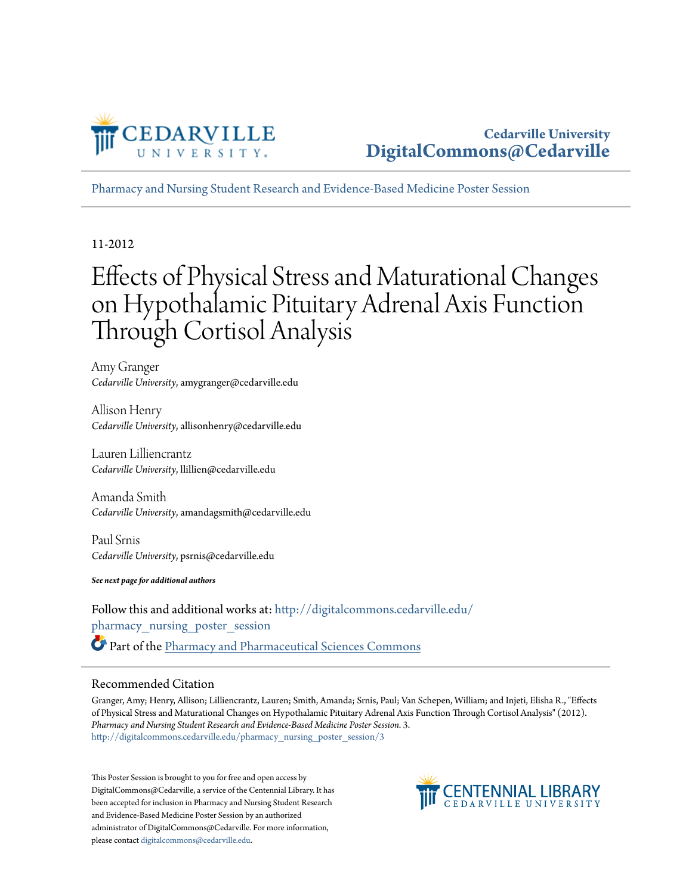Cedarville University
DigitalCommons@Cedarville

Pharmacy and Nursing Student Research and Evidence-Based Medicine Poster Session

11-2012

# Effects of Physical Stress and Maturational Changes on Hypothalamic Pituitary Adrenal Axis Function Through Cortisol Analysis

Amy Granger
*Cedarville University*, amygranger@cedarville.edu

Allison Henry
*Cedarville University*, allisonhenry@cedarville.edu

Lauren Lilliencrantz
*Cedarville University*, llillien@cedarville.edu

Amanda Smith
*Cedarville University*, amandagsmith@cedarville.edu

Paul Srnis
*Cedarville University*, psrnis@cedarville.edu

***See next page for additional authors***

Follow this and additional works at: http://digitalcommons.cedarville.edu/pharmacy_nursing_poster_session

Part of the Pharmacy and Pharmaceutical Sciences Commons

## Recommended Citation

Granger, Amy; Henry, Allison; Lilliencrantz, Lauren; Smith, Amanda; Srnis, Paul; Van Schepen, William; and Injeti, Elisha R., "Effects of Physical Stress and Maturational Changes on Hypothalamic Pituitary Adrenal Axis Function Through Cortisol Analysis" (2012). *Pharmacy and Nursing Student Research and Evidence-Based Medicine Poster Session*. 3.
http://digitalcommons.cedarville.edu/pharmacy_nursing_poster_session/3

This Poster Session is brought to you for free and open access by DigitalCommons@Cedarville, a service of the Centennial Library. It has been accepted for inclusion in Pharmacy and Nursing Student Research and Evidence-Based Medicine Poster Session by an authorized administrator of DigitalCommons@Cedarville. For more information, please contact digitalcommons@cedarville.edu.

CENTENNIAL LIBRARY
CEDARVILLE UNIVERSITY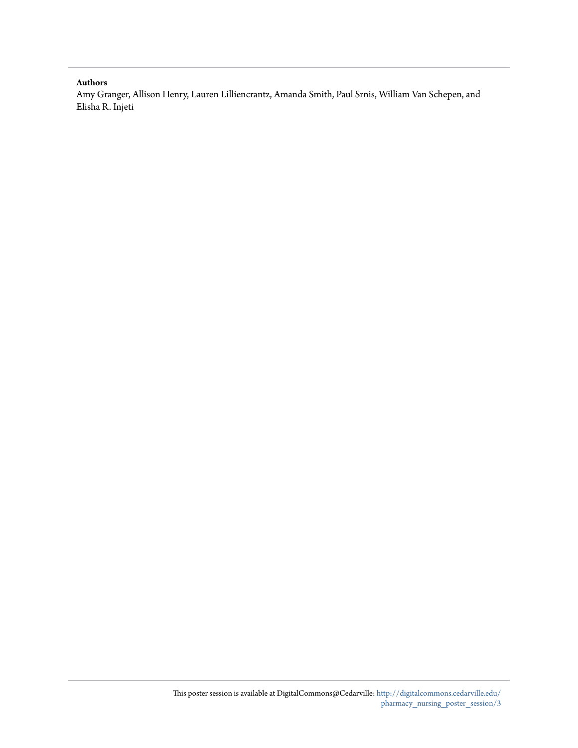**Authors**

Amy Granger, Allison Henry, Lauren Lilliencrantz, Amanda Smith, Paul Srnis, William Van Schepen, and Elisha R. Injeti

This poster session is available at DigitalCommons@Cedarville: http://digitalcommons.cedarville.edu/pharmacy_nursing_poster_session/3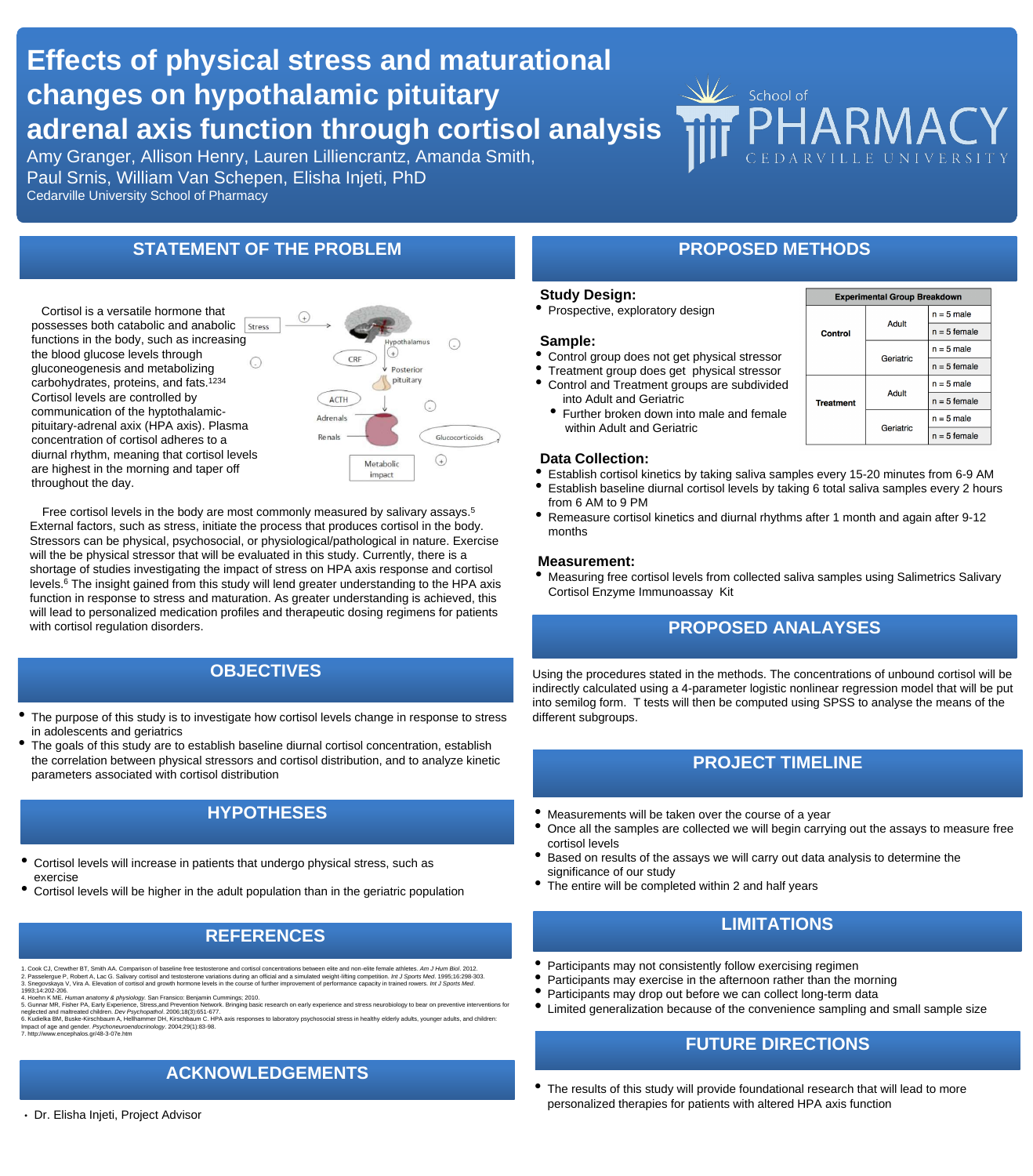# Effects of physical stress and maturational changes on hypothalamic pituitary adrenal axis function through cortisol analysis

Amy Granger, Allison Henry, Lauren Lilliencrantz, Amanda Smith, Paul Srnis, William Van Schepen, Elisha Injeti, PhD

Cedarville University School of Pharmacy

School of PHARMACY CEDARVILLE UNIVERSITY

## STATEMENT OF THE PROBLEM

Cortisol is a versatile hormone that possesses both catabolic and anabolic functions in the body, such as increasing the blood glucose levels through gluconeogenesis and metabolizing carbohydrates, proteins, and fats.[1234] Cortisol levels are controlled by communication of the hyptothalamic-pituitary-adrenal axix (HPA axis). Plasma concentration of cortisol adheres to a diurnal rhythm, meaning that cortisol levels are highest in the morning and taper off throughout the day.

Stress
+
Hypothalamus
+
-
CRF
-
Posterior pituitary
ACTH
Adrenals
-
Renals
Glucocorticoids
Metabolic impact
+

Free cortisol levels in the body are most commonly measured by salivary assays.[5] External factors, such as stress, initiate the process that produces cortisol in the body. Stressors can be physical, psychosocial, or physiological/pathological in nature. Exercise will the be physical stressor that will be evaluated in this study. Currently, there is a shortage of studies investigating the impact of stress on HPA axis response and cortisol levels.[6] The insight gained from this study will lend greater understanding to the HPA axis function in response to stress and maturation. As greater understanding is achieved, this will lead to personalized medication profiles and therapeutic dosing regimens for patients with cortisol regulation disorders.

## OBJECTIVES

- The purpose of this study is to investigate how cortisol levels change in response to stress in adolescents and geriatrics
- The goals of this study are to establish baseline diurnal cortisol concentration, establish the correlation between physical stressors and cortisol distribution, and to analyze kinetic parameters associated with cortisol distribution

## HYPOTHESES

- Cortisol levels will increase in patients that undergo physical stress, such as exercise
- Cortisol levels will be higher in the adult population than in the geriatric population

## REFERENCES

1. Cook CJ, Crewther BT, Smith AA. Comparison of baseline free testosterone and cortisol concentrations between elite and non-elite female athletes. *Am J Hum Biol*. 2012.
2. Passelergue P, Robert A, Lac G. Salivary cortisol and testosterone variations during an official and a simulated weight-lifting competition. *Int J Sports Med*. 1995;16:298-303.
3. Snegovskaya V, Vira A. Elevation of cortisol and growth hormone levels in the course of further improvement of performance capacity in trained rowers. *Int J Sports Med*. 1993;14:202-206.
4. Hoehn K ME. *Human anatomy & physiology*. San Fransico: Benjamin Cummings; 2010.
5. Gunnar MR, Fisher PA, Early Experience, Stress,and Prevention Network. Bringing basic research on early experience and stress neurobiology to bear on preventive interventions for neglected and maltreated children. *Dev Psychopathol*. 2006;18(3):651-677.
6. Kudielka BM, Buske-Kirschbaum A, Hellhammer DH, Kirschbaum C. HPA axis responses to laboratory psychosocial stress in healthy elderly adults, younger adults, and children: Impact of age and gender. *Psychoneuroendocrinology*. 2004;29(1):83-98.
7. http://www.encephalos.gr/48-3-07e.htm

## ACKNOWLEDGEMENTS

- Dr. Elisha Injeti, Project Advisor

## PROPOSED METHODS

### Study Design:

- Prospective, exploratory design

### Sample:

- Control group does not get physical stressor
- Treatment group does get physical stressor
- Control and Treatment groups are subdivided into Adult and Geriatric
  - Further broken down into male and female within Adult and Geriatric

| Experimental Group Breakdown | | |
|---|---|---|
| Control | Adult | n = 5 male |
| | | n = 5 female |
| | Geriatric | n = 5 male |
| | | n = 5 female |
| Treatment | Adult | n = 5 male |
| | | n = 5 female |
| | Geriatric | n = 5 male |
| | | n = 5 female |

### Data Collection:

- Establish cortisol kinetics by taking saliva samples every 15-20 minutes from 6-9 AM
- Establish baseline diurnal cortisol levels by taking 6 total saliva samples every 2 hours from 6 AM to 9 PM
- Remeasure cortisol kinetics and diurnal rhythms after 1 month and again after 9-12 months

### Measurement:

- Measuring free cortisol levels from collected saliva samples using Salimetrics Salivary Cortisol Enzyme Immunoassay Kit

## PROPOSED ANALAYSES

Using the procedures stated in the methods. The concentrations of unbound cortisol will be indirectly calculated using a 4-parameter logistic nonlinear regression model that will be put into semilog form. T tests will then be computed using SPSS to analyse the means of the different subgroups.

## PROJECT TIMELINE

- Measurements will be taken over the course of a year
- Once all the samples are collected we will begin carrying out the assays to measure free cortisol levels
- Based on results of the assays we will carry out data analysis to determine the significance of our study
- The entire will be completed within 2 and half years

## LIMITATIONS

- Participants may not consistently follow exercising regimen
- Participants may exercise in the afternoon rather than the morning
- Participants may drop out before we can collect long-term data
- Limited generalization because of the convenience sampling and small sample size

## FUTURE DIRECTIONS

- The results of this study will provide foundational research that will lead to more personalized therapies for patients with altered HPA axis function